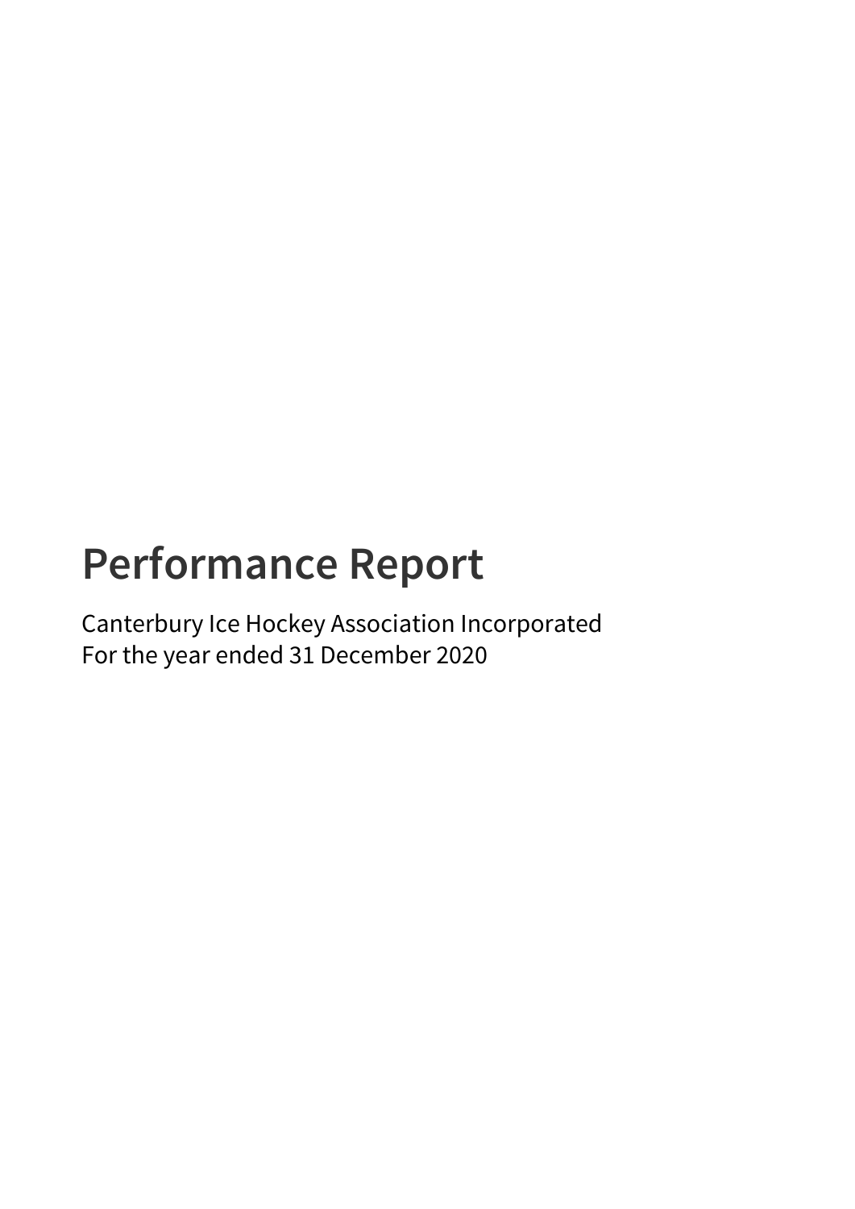# Performance Report

Canterbury Ice Hockey Association Incorporated
For the year ended 31 December 2020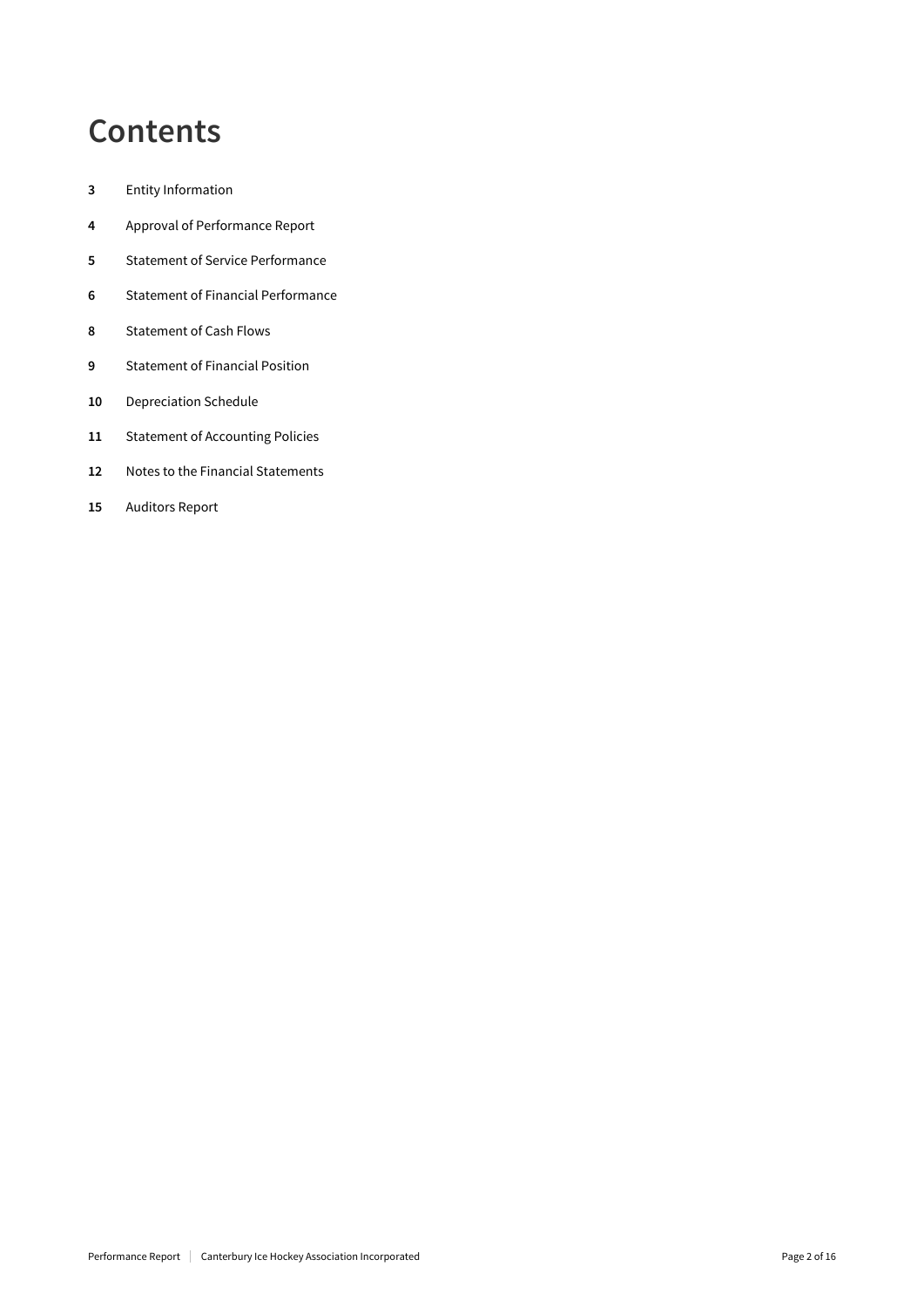# Contents

**3** Entity Information

**4** Approval of Performance Report

**5** Statement of Service Performance

**6** Statement of Financial Performance

**8** Statement of Cash Flows

**9** Statement of Financial Position

**10** Depreciation Schedule

**11** Statement of Accounting Policies

**12** Notes to the Financial Statements

**15** Auditors Report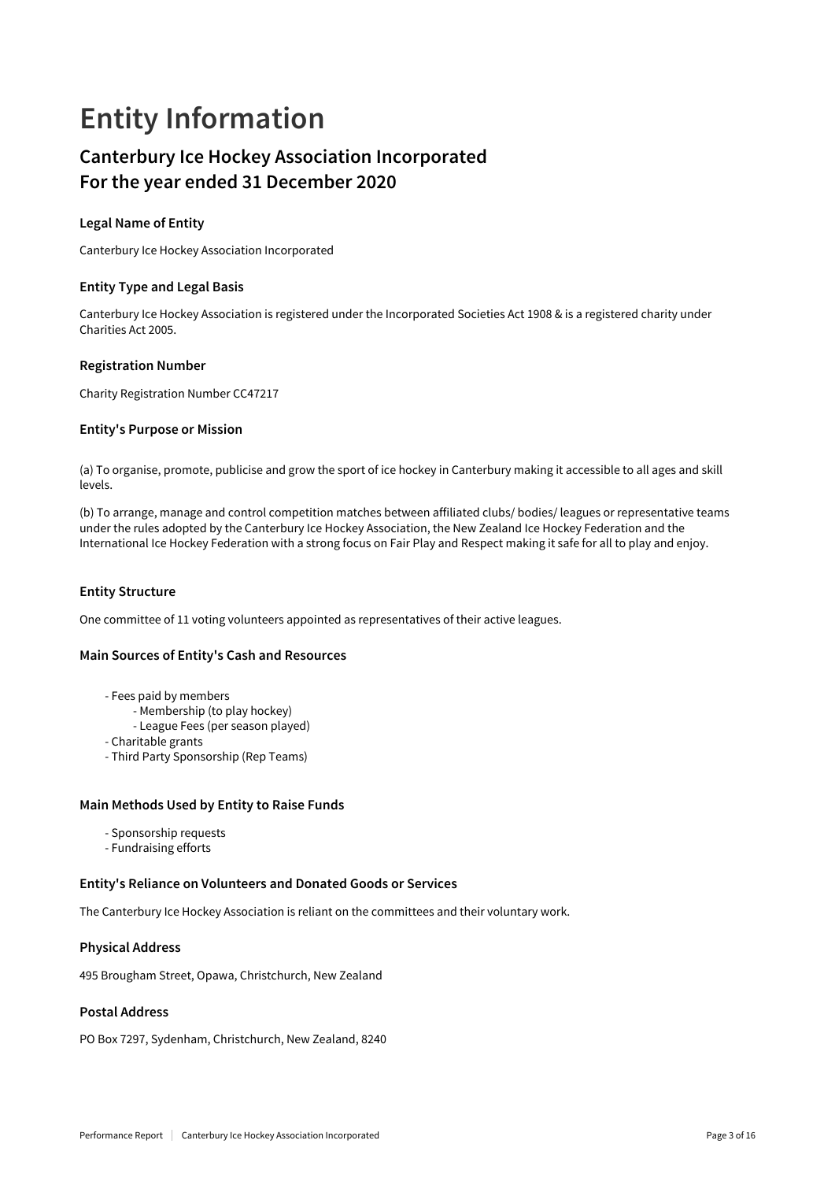# Entity Information

## Canterbury Ice Hockey Association Incorporated
## For the year ended 31 December 2020

### Legal Name of Entity

Canterbury Ice Hockey Association Incorporated

### Entity Type and Legal Basis

Canterbury Ice Hockey Association is registered under the Incorporated Societies Act 1908 & is a registered charity under Charities Act 2005.

### Registration Number

Charity Registration Number CC47217

### Entity's Purpose or Mission

(a) To organise, promote, publicise and grow the sport of ice hockey in Canterbury making it accessible to all ages and skill levels.

(b) To arrange, manage and control competition matches between affiliated clubs/ bodies/ leagues or representative teams under the rules adopted by the Canterbury Ice Hockey Association, the New Zealand Ice Hockey Federation and the International Ice Hockey Federation with a strong focus on Fair Play and Respect making it safe for all to play and enjoy.

### Entity Structure

One committee of 11 voting volunteers appointed as representatives of their active leagues.

### Main Sources of Entity's Cash and Resources

- Fees paid by members
  - Membership (to play hockey)
  - League Fees (per season played)
- Charitable grants
- Third Party Sponsorship (Rep Teams)

### Main Methods Used by Entity to Raise Funds

- Sponsorship requests
- Fundraising efforts

### Entity's Reliance on Volunteers and Donated Goods or Services

The Canterbury Ice Hockey Association is reliant on the committees and their voluntary work.

### Physical Address

495 Brougham Street, Opawa, Christchurch, New Zealand

### Postal Address

PO Box 7297, Sydenham, Christchurch, New Zealand, 8240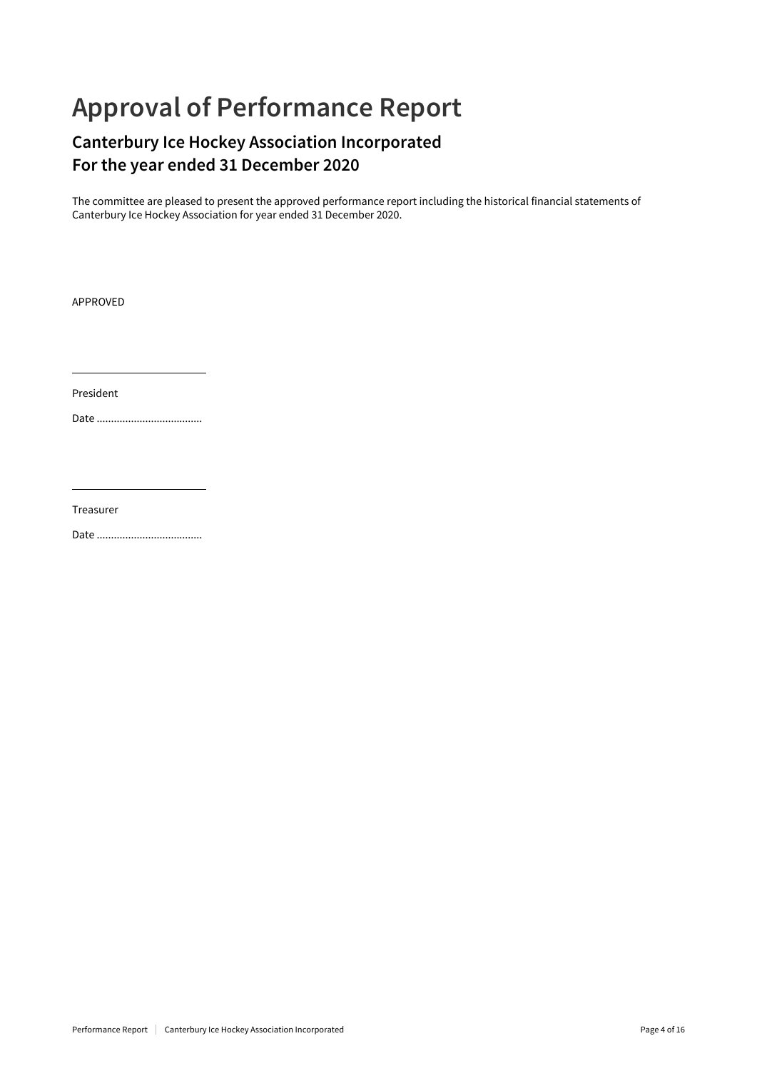# Approval of Performance Report

## Canterbury Ice Hockey Association Incorporated
## For the year ended 31 December 2020

The committee are pleased to present the approved performance report including the historical financial statements of Canterbury Ice Hockey Association for year ended 31 December 2020.

APPROVED

\_\_\_\_\_\_\_\_\_\_\_\_\_\_\_\_\_\_\_\_\_\_\_\_

President

Date ....................................

\_\_\_\_\_\_\_\_\_\_\_\_\_\_\_\_\_\_\_\_\_\_\_\_

Treasurer

Date ....................................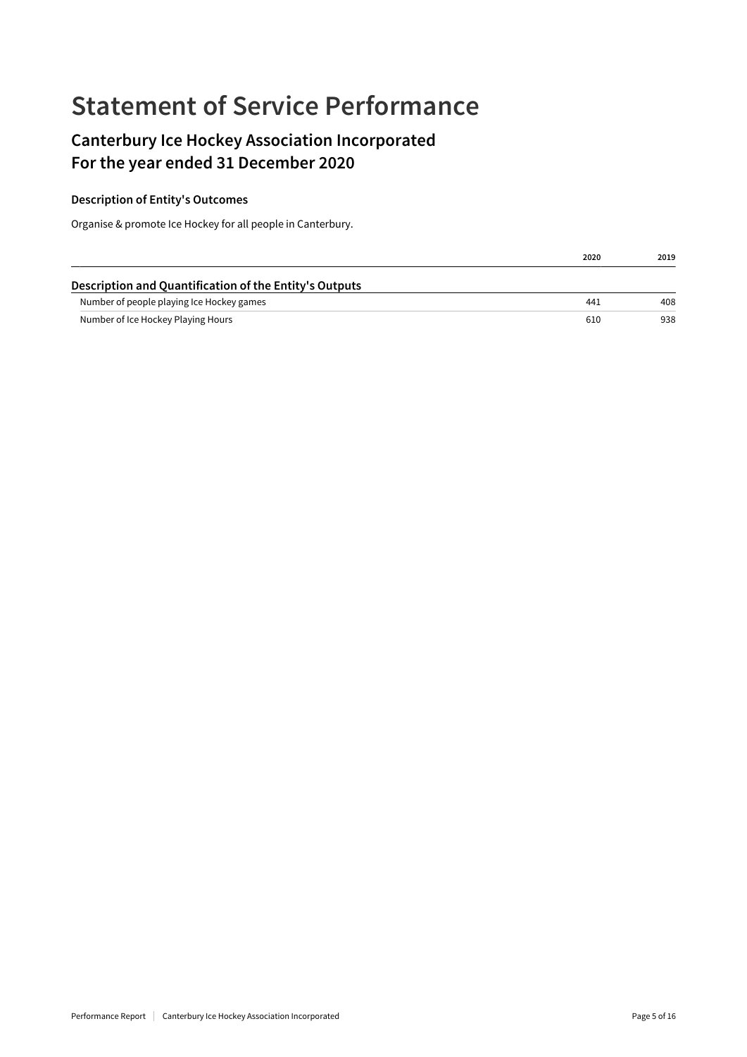# Statement of Service Performance

## Canterbury Ice Hockey Association Incorporated
## For the year ended 31 December 2020

### Description of Entity's Outcomes

Organise & promote Ice Hockey for all people in Canterbury.

| | 2020 | 2019 |
|---|---|---|
| **Description and Quantification of the Entity's Outputs** | | |
| Number of people playing Ice Hockey games | 441 | 408 |
| Number of Ice Hockey Playing Hours | 610 | 938 |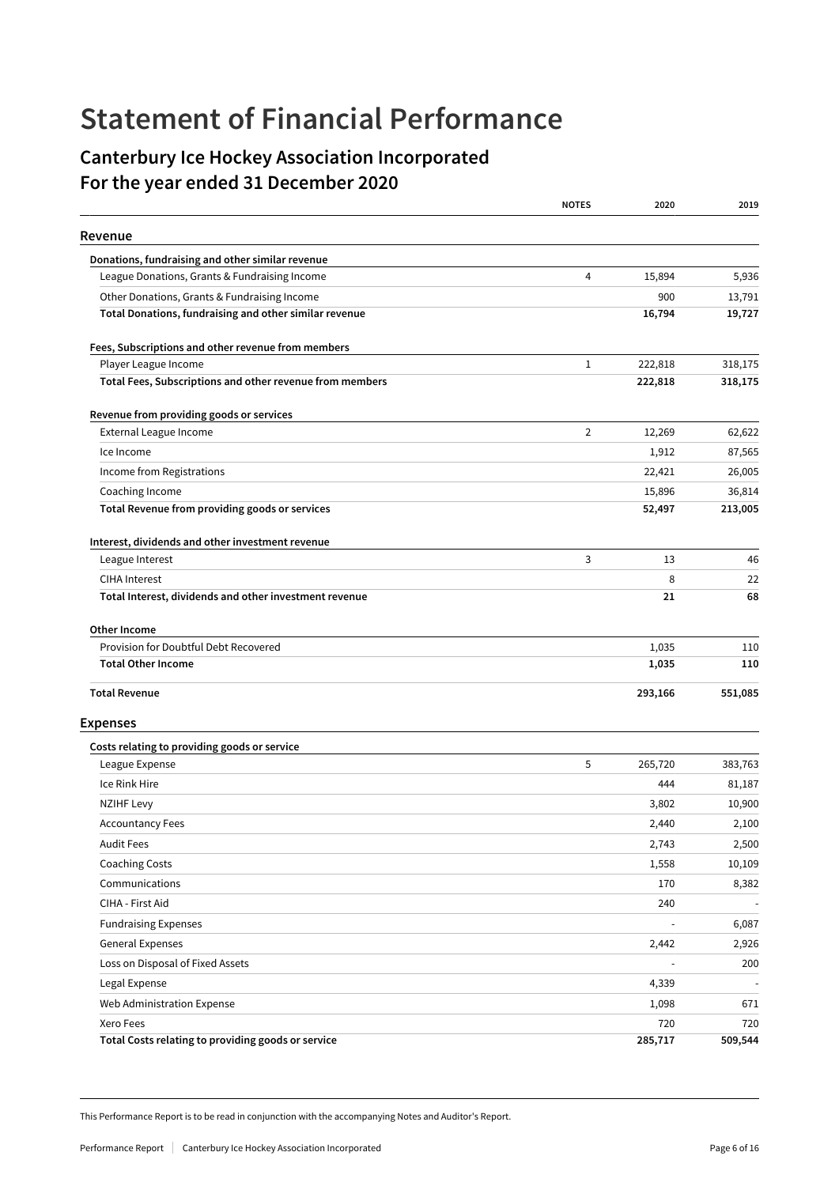# Statement of Financial Performance

## Canterbury Ice Hockey Association Incorporated
## For the year ended 31 December 2020

| | NOTES | 2020 | 2019 |
|---|---|---|---|
| **Revenue** | | | |
| **Donations, fundraising and other similar revenue** | | | |
| League Donations, Grants & Fundraising Income | 4 | 15,894 | 5,936 |
| Other Donations, Grants & Fundraising Income | | 900 | 13,791 |
| **Total Donations, fundraising and other similar revenue** | | **16,794** | **19,727** |
| **Fees, Subscriptions and other revenue from members** | | | |
| Player League Income | 1 | 222,818 | 318,175 |
| **Total Fees, Subscriptions and other revenue from members** | | **222,818** | **318,175** |
| **Revenue from providing goods or services** | | | |
| External League Income | 2 | 12,269 | 62,622 |
| Ice Income | | 1,912 | 87,565 |
| Income from Registrations | | 22,421 | 26,005 |
| Coaching Income | | 15,896 | 36,814 |
| **Total Revenue from providing goods or services** | | **52,497** | **213,005** |
| **Interest, dividends and other investment revenue** | | | |
| League Interest | 3 | 13 | 46 |
| CIHA Interest | | 8 | 22 |
| **Total Interest, dividends and other investment revenue** | | **21** | **68** |
| **Other Income** | | | |
| Provision for Doubtful Debt Recovered | | 1,035 | 110 |
| **Total Other Income** | | **1,035** | **110** |
| **Total Revenue** | | **293,166** | **551,085** |
| **Expenses** | | | |
| **Costs relating to providing goods or service** | | | |
| League Expense | 5 | 265,720 | 383,763 |
| Ice Rink Hire | | 444 | 81,187 |
| NZIHF Levy | | 3,802 | 10,900 |
| Accountancy Fees | | 2,440 | 2,100 |
| Audit Fees | | 2,743 | 2,500 |
| Coaching Costs | | 1,558 | 10,109 |
| Communications | | 170 | 8,382 |
| CIHA - First Aid | | 240 | - |
| Fundraising Expenses | | - | 6,087 |
| General Expenses | | 2,442 | 2,926 |
| Loss on Disposal of Fixed Assets | | - | 200 |
| Legal Expense | | 4,339 | - |
| Web Administration Expense | | 1,098 | 671 |
| Xero Fees | | 720 | 720 |
| **Total Costs relating to providing goods or service** | | **285,717** | **509,544** |

This Performance Report is to be read in conjunction with the accompanying Notes and Auditor's Report.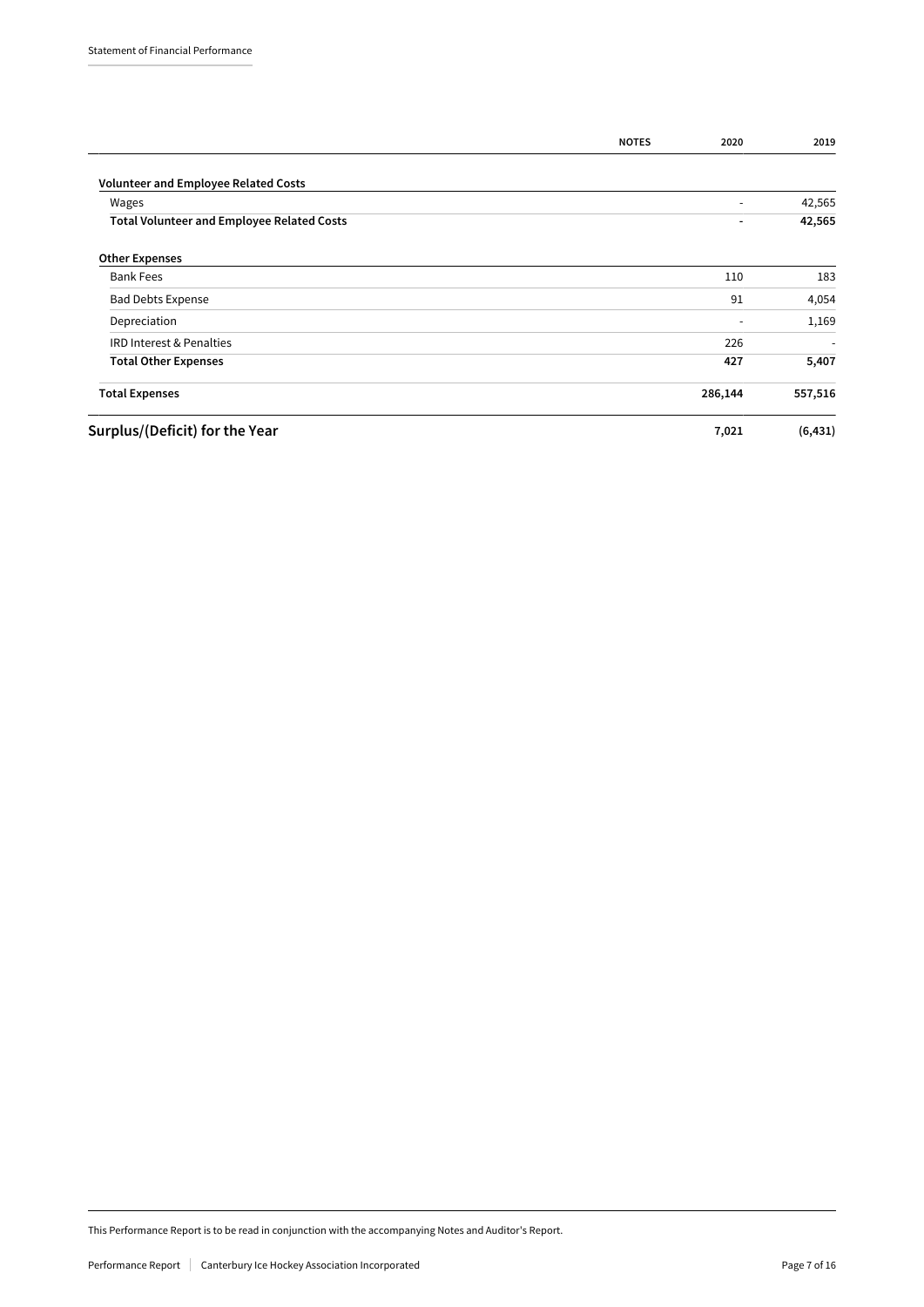| | NOTES | 2020 | 2019 |
|---|---|---|---|
| **Volunteer and Employee Related Costs** | | | |
| Wages | | - | 42,565 |
| **Total Volunteer and Employee Related Costs** | | **-** | **42,565** |
| **Other Expenses** | | | |
| Bank Fees | | 110 | 183 |
| Bad Debts Expense | | 91 | 4,054 |
| Depreciation | | - | 1,169 |
| IRD Interest & Penalties | | 226 | - |
| **Total Other Expenses** | | **427** | **5,407** |
| **Total Expenses** | | **286,144** | **557,516** |
| **Surplus/(Deficit) for the Year** | | **7,021** | **(6,431)** |

This Performance Report is to be read in conjunction with the accompanying Notes and Auditor's Report.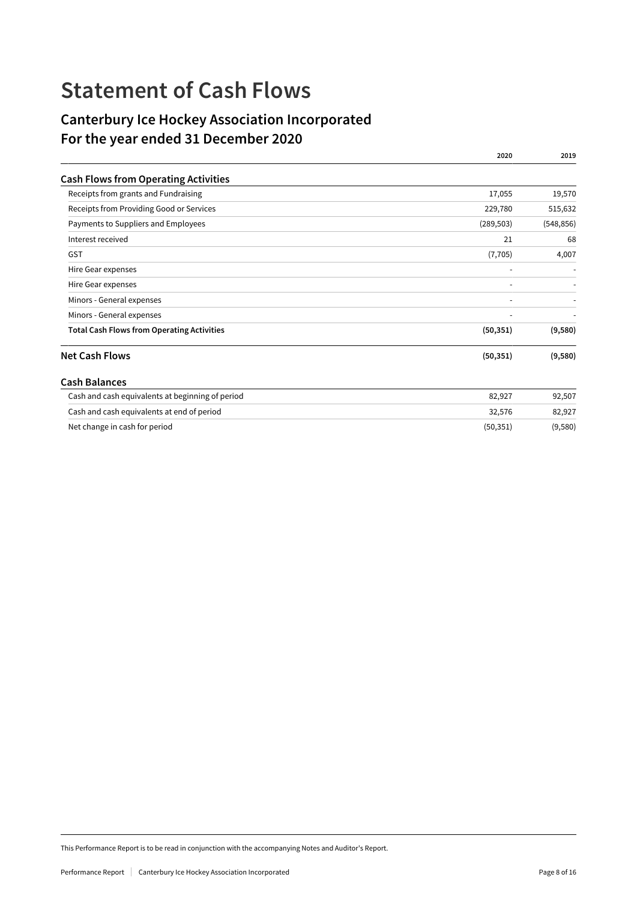# Statement of Cash Flows

## Canterbury Ice Hockey Association Incorporated
## For the year ended 31 December 2020

| | 2020 | 2019 |
|---|---|---|
| **Cash Flows from Operating Activities** | | |
| Receipts from grants and Fundraising | 17,055 | 19,570 |
| Receipts from Providing Good or Services | 229,780 | 515,632 |
| Payments to Suppliers and Employees | (289,503) | (548,856) |
| Interest received | 21 | 68 |
| GST | (7,705) | 4,007 |
| Hire Gear expenses | - | - |
| Hire Gear expenses | - | - |
| Minors - General expenses | - | - |
| Minors - General expenses | - | - |
| **Total Cash Flows from Operating Activities** | **(50,351)** | **(9,580)** |
| **Net Cash Flows** | **(50,351)** | **(9,580)** |
| **Cash Balances** | | |
| Cash and cash equivalents at beginning of period | 82,927 | 92,507 |
| Cash and cash equivalents at end of period | 32,576 | 82,927 |
| Net change in cash for period | (50,351) | (9,580) |

This Performance Report is to be read in conjunction with the accompanying Notes and Auditor's Report.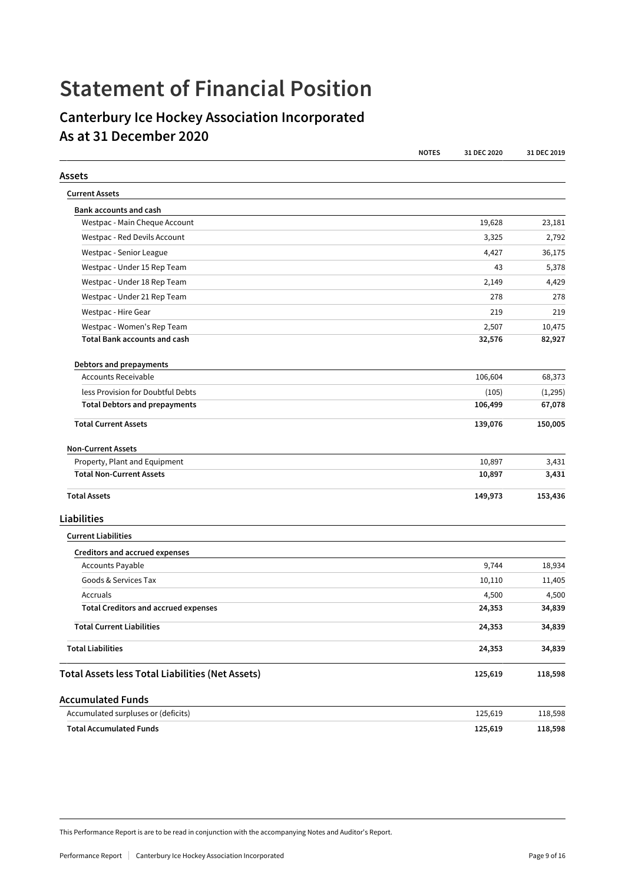# Statement of Financial Position

## Canterbury Ice Hockey Association Incorporated
## As at 31 December 2020

| | NOTES | 31 DEC 2020 | 31 DEC 2019 |
|---|---|---|---|
| **Assets** | | | |
| **Current Assets** | | | |
| **Bank accounts and cash** | | | |
| Westpac - Main Cheque Account | | 19,628 | 23,181 |
| Westpac - Red Devils Account | | 3,325 | 2,792 |
| Westpac - Senior League | | 4,427 | 36,175 |
| Westpac - Under 15 Rep Team | | 43 | 5,378 |
| Westpac - Under 18 Rep Team | | 2,149 | 4,429 |
| Westpac - Under 21 Rep Team | | 278 | 278 |
| Westpac - Hire Gear | | 219 | 219 |
| Westpac - Women's Rep Team | | 2,507 | 10,475 |
| **Total Bank accounts and cash** | | **32,576** | **82,927** |
| **Debtors and prepayments** | | | |
| Accounts Receivable | | 106,604 | 68,373 |
| less Provision for Doubtful Debts | | (105) | (1,295) |
| **Total Debtors and prepayments** | | **106,499** | **67,078** |
| **Total Current Assets** | | **139,076** | **150,005** |
| **Non-Current Assets** | | | |
| Property, Plant and Equipment | | 10,897 | 3,431 |
| **Total Non-Current Assets** | | **10,897** | **3,431** |
| **Total Assets** | | **149,973** | **153,436** |
| **Liabilities** | | | |
| **Current Liabilities** | | | |
| **Creditors and accrued expenses** | | | |
| Accounts Payable | | 9,744 | 18,934 |
| Goods & Services Tax | | 10,110 | 11,405 |
| Accruals | | 4,500 | 4,500 |
| **Total Creditors and accrued expenses** | | **24,353** | **34,839** |
| **Total Current Liabilities** | | **24,353** | **34,839** |
| **Total Liabilities** | | **24,353** | **34,839** |
| **Total Assets less Total Liabilities (Net Assets)** | | **125,619** | **118,598** |
| **Accumulated Funds** | | | |
| Accumulated surpluses or (deficits) | | 125,619 | 118,598 |
| **Total Accumulated Funds** | | **125,619** | **118,598** |

This Performance Report is are to be read in conjunction with the accompanying Notes and Auditor's Report.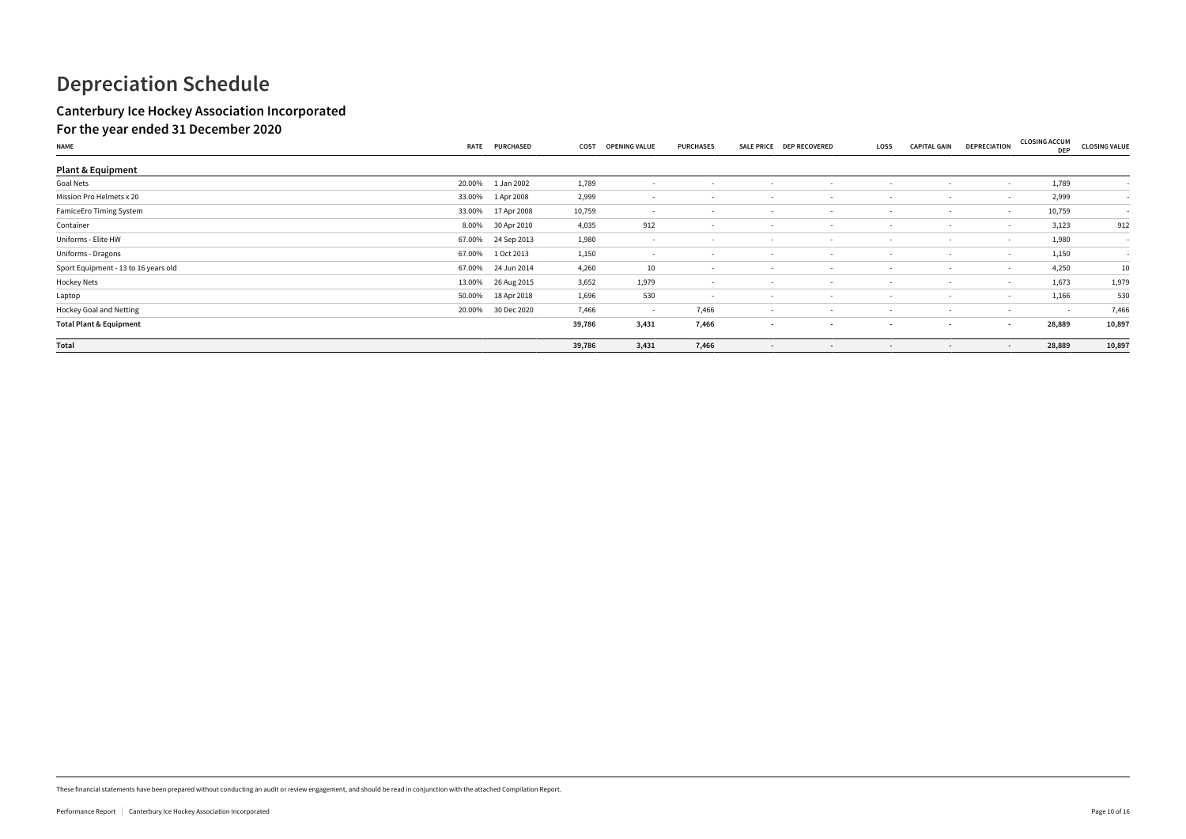# Depreciation Schedule

## Canterbury Ice Hockey Association Incorporated

## For the year ended 31 December 2020

| NAME | RATE | PURCHASED | COST | OPENING VALUE | PURCHASES | SALE PRICE | DEP RECOVERED | LOSS | CAPITAL GAIN | DEPRECIATION | CLOSING ACCUM DEP | CLOSING VALUE |
|---|---|---|---|---|---|---|---|---|---|---|---|---|
| **Plant & Equipment** | | | | | | | | | | | | |
| Goal Nets | 20.00% | 1 Jan 2002 | 1,789 | - | - | - | - | - | - | - | 1,789 | - |
| Mission Pro Helmets x 20 | 33.00% | 1 Apr 2008 | 2,999 | - | - | - | - | - | - | - | 2,999 | - |
| FamiceEro Timing System | 33.00% | 17 Apr 2008 | 10,759 | - | - | - | - | - | - | - | 10,759 | - |
| Container | 8.00% | 30 Apr 2010 | 4,035 | 912 | - | - | - | - | - | - | 3,123 | 912 |
| Uniforms - Elite HW | 67.00% | 24 Sep 2013 | 1,980 | - | - | - | - | - | - | - | 1,980 | - |
| Uniforms - Dragons | 67.00% | 1 Oct 2013 | 1,150 | - | - | - | - | - | - | - | 1,150 | - |
| Sport Equipment - 13 to 16 years old | 67.00% | 24 Jun 2014 | 4,260 | 10 | - | - | - | - | - | - | 4,250 | 10 |
| Hockey Nets | 13.00% | 26 Aug 2015 | 3,652 | 1,979 | - | - | - | - | - | - | 1,673 | 1,979 |
| Laptop | 50.00% | 18 Apr 2018 | 1,696 | 530 | - | - | - | - | - | - | 1,166 | 530 |
| Hockey Goal and Netting | 20.00% | 30 Dec 2020 | 7,466 | - | 7,466 | - | - | - | - | - | - | 7,466 |
| **Total Plant & Equipment** | | | **39,786** | **3,431** | **7,466** | **-** | **-** | **-** | **-** | **-** | **28,889** | **10,897** |
| **Total** | | | **39,786** | **3,431** | **7,466** | **-** | **-** | **-** | **-** | **-** | **28,889** | **10,897** |

These financial statements have been prepared without conducting an audit or review engagement, and should be read in conjunction with the attached Compilation Report.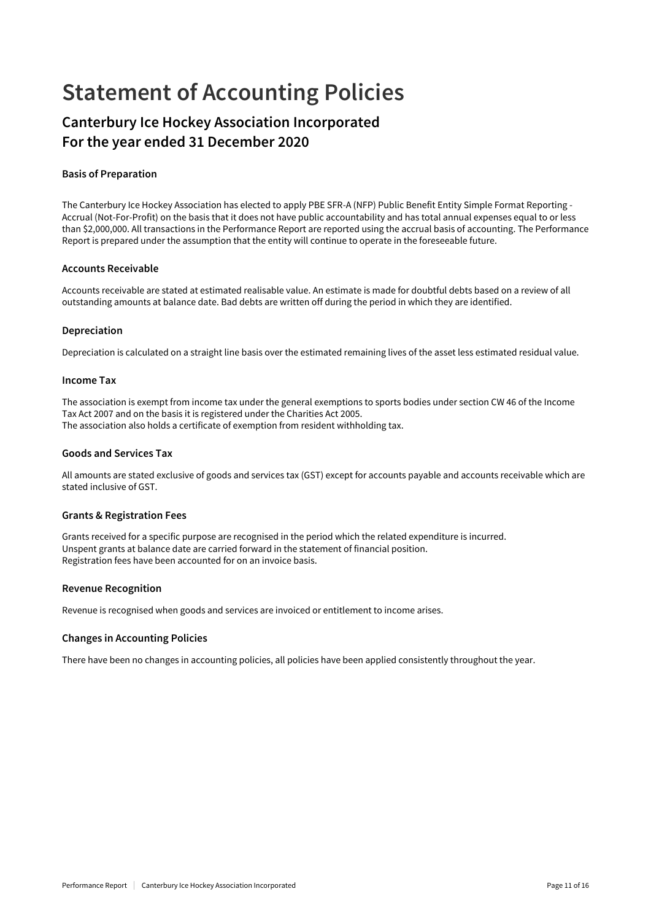# Statement of Accounting Policies

## Canterbury Ice Hockey Association Incorporated
## For the year ended 31 December 2020

### Basis of Preparation

The Canterbury Ice Hockey Association has elected to apply PBE SFR-A (NFP) Public Benefit Entity Simple Format Reporting - Accrual (Not-For-Profit) on the basis that it does not have public accountability and has total annual expenses equal to or less than $2,000,000. All transactions in the Performance Report are reported using the accrual basis of accounting. The Performance Report is prepared under the assumption that the entity will continue to operate in the foreseeable future.

### Accounts Receivable

Accounts receivable are stated at estimated realisable value. An estimate is made for doubtful debts based on a review of all outstanding amounts at balance date. Bad debts are written off during the period in which they are identified.

### Depreciation

Depreciation is calculated on a straight line basis over the estimated remaining lives of the asset less estimated residual value.

### Income Tax

The association is exempt from income tax under the general exemptions to sports bodies under section CW 46 of the Income Tax Act 2007 and on the basis it is registered under the Charities Act 2005.
The association also holds a certificate of exemption from resident withholding tax.

### Goods and Services Tax

All amounts are stated exclusive of goods and services tax (GST) except for accounts payable and accounts receivable which are stated inclusive of GST.

### Grants & Registration Fees

Grants received for a specific purpose are recognised in the period which the related expenditure is incurred.
Unspent grants at balance date are carried forward in the statement of financial position.
Registration fees have been accounted for on an invoice basis.

### Revenue Recognition

Revenue is recognised when goods and services are invoiced or entitlement to income arises.

### Changes in Accounting Policies

There have been no changes in accounting policies, all policies have been applied consistently throughout the year.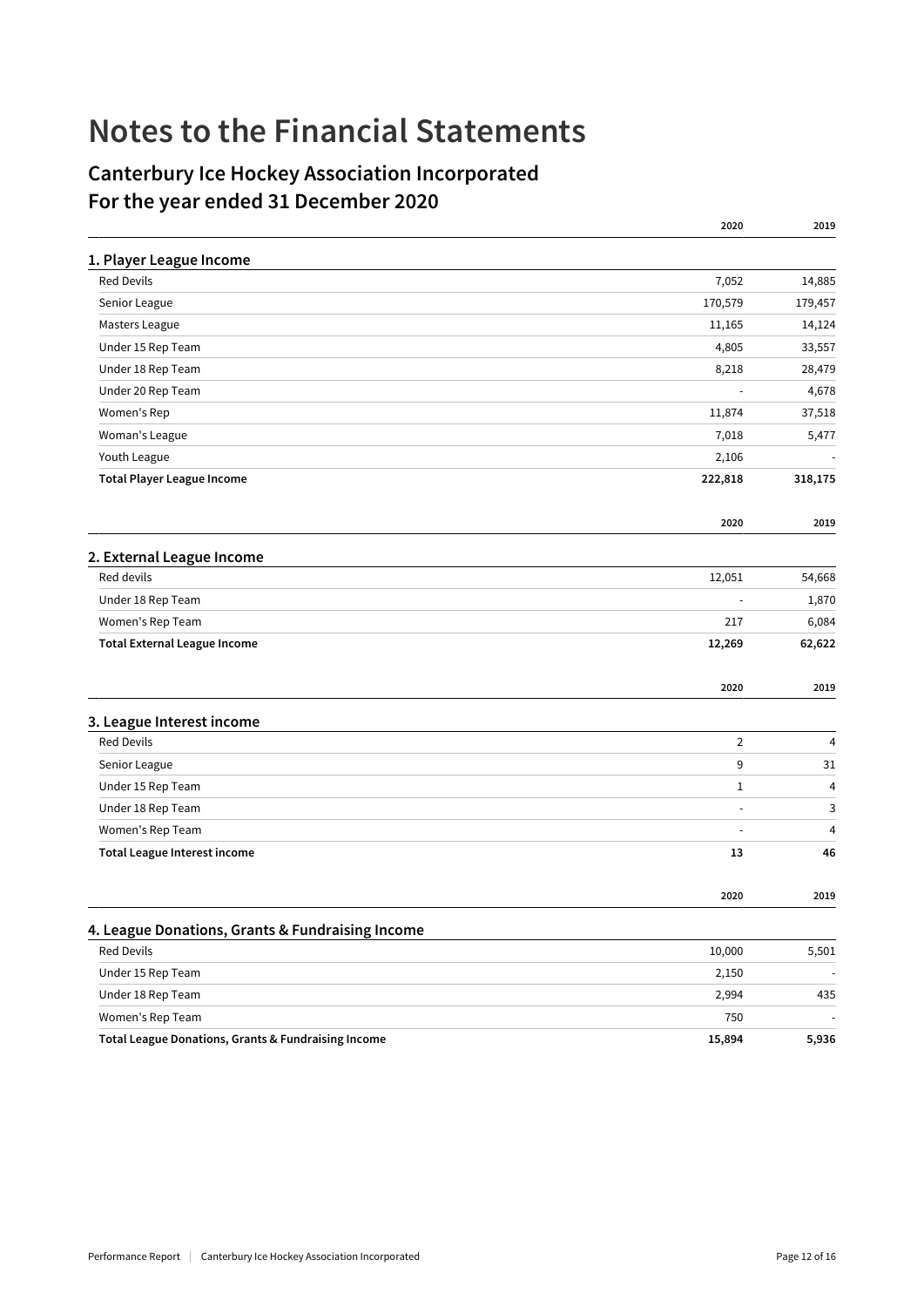# Notes to the Financial Statements

## Canterbury Ice Hockey Association Incorporated
## For the year ended 31 December 2020

### 1. Player League Income

| | 2020 | 2019 |
|---|---|---|
| Red Devils | 7,052 | 14,885 |
| Senior League | 170,579 | 179,457 |
| Masters League | 11,165 | 14,124 |
| Under 15 Rep Team | 4,805 | 33,557 |
| Under 18 Rep Team | 8,218 | 28,479 |
| Under 20 Rep Team | - | 4,678 |
| Women's Rep | 11,874 | 37,518 |
| Woman's League | 7,018 | 5,477 |
| Youth League | 2,106 | - |
| **Total Player League Income** | **222,818** | **318,175** |

### 2. External League Income

| | 2020 | 2019 |
|---|---|---|
| Red devils | 12,051 | 54,668 |
| Under 18 Rep Team | - | 1,870 |
| Women's Rep Team | 217 | 6,084 |
| **Total External League Income** | **12,269** | **62,622** |

### 3. League Interest income

| | 2020 | 2019 |
|---|---|---|
| Red Devils | 2 | 4 |
| Senior League | 9 | 31 |
| Under 15 Rep Team | 1 | 4 |
| Under 18 Rep Team | - | 3 |
| Women's Rep Team | - | 4 |
| **Total League Interest income** | **13** | **46** |

### 4. League Donations, Grants & Fundraising Income

| | 2020 | 2019 |
|---|---|---|
| Red Devils | 10,000 | 5,501 |
| Under 15 Rep Team | 2,150 | - |
| Under 18 Rep Team | 2,994 | 435 |
| Women's Rep Team | 750 | - |
| **Total League Donations, Grants & Fundraising Income** | **15,894** | **5,936** |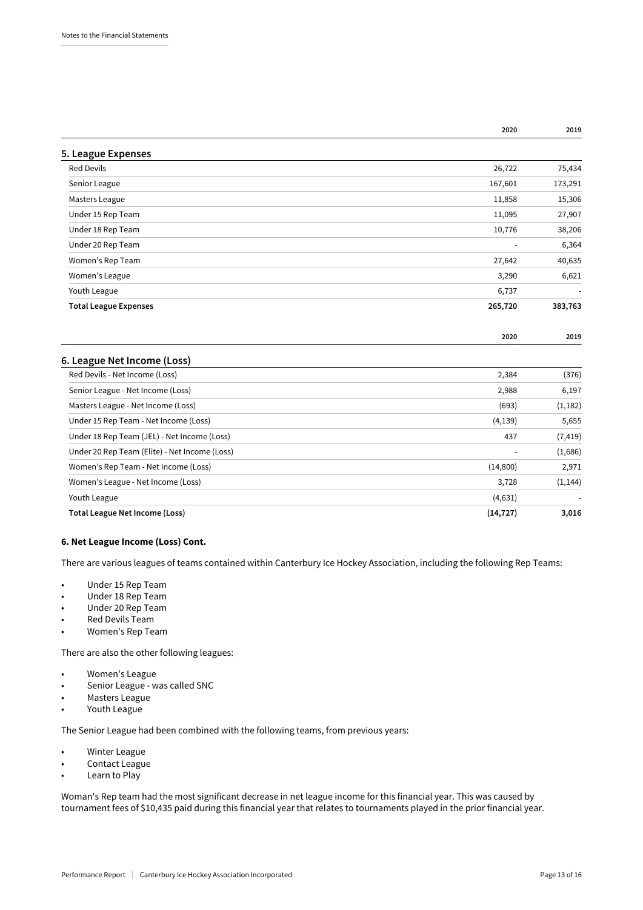Notes to the Financial Statements

| | 2020 | 2019 |
|---|---|---|
| **5. League Expenses** | | |
| Red Devils | 26,722 | 75,434 |
| Senior League | 167,601 | 173,291 |
| Masters League | 11,858 | 15,306 |
| Under 15 Rep Team | 11,095 | 27,907 |
| Under 18 Rep Team | 10,776 | 38,206 |
| Under 20 Rep Team | - | 6,364 |
| Women's Rep Team | 27,642 | 40,635 |
| Women's League | 3,290 | 6,621 |
| Youth League | 6,737 | - |
| **Total League Expenses** | **265,720** | **383,763** |

| | 2020 | 2019 |
|---|---|---|
| **6. League Net Income (Loss)** | | |
| Red Devils - Net Income (Loss) | 2,384 | (376) |
| Senior League - Net Income (Loss) | 2,988 | 6,197 |
| Masters League - Net Income (Loss) | (693) | (1,182) |
| Under 15 Rep Team - Net Income (Loss) | (4,139) | 5,655 |
| Under 18 Rep Team (JEL) - Net Income (Loss) | 437 | (7,419) |
| Under 20 Rep Team (Elite) - Net Income (Loss) | - | (1,686) |
| Women's Rep Team - Net Income (Loss) | (14,800) | 2,971 |
| Women's League - Net Income (Loss) | 3,728 | (1,144) |
| Youth League | (4,631) | - |
| **Total League Net Income (Loss)** | **(14,727)** | **3,016** |

**6. Net League Income (Loss) Cont.**

There are various leagues of teams contained within Canterbury Ice Hockey Association, including the following Rep Teams:

- Under 15 Rep Team
- Under 18 Rep Team
- Under 20 Rep Team
- Red Devils Team
- Women's Rep Team

There are also the other following leagues:

- Women's League
- Senior League - was called SNC
- Masters League
- Youth League

The Senior League had been combined with the following teams, from previous years:

- Winter League
- Contact League
- Learn to Play

Woman's Rep team had the most significant decrease in net league income for this financial year. This was caused by tournament fees of $10,435 paid during this financial year that relates to tournaments played in the prior financial year.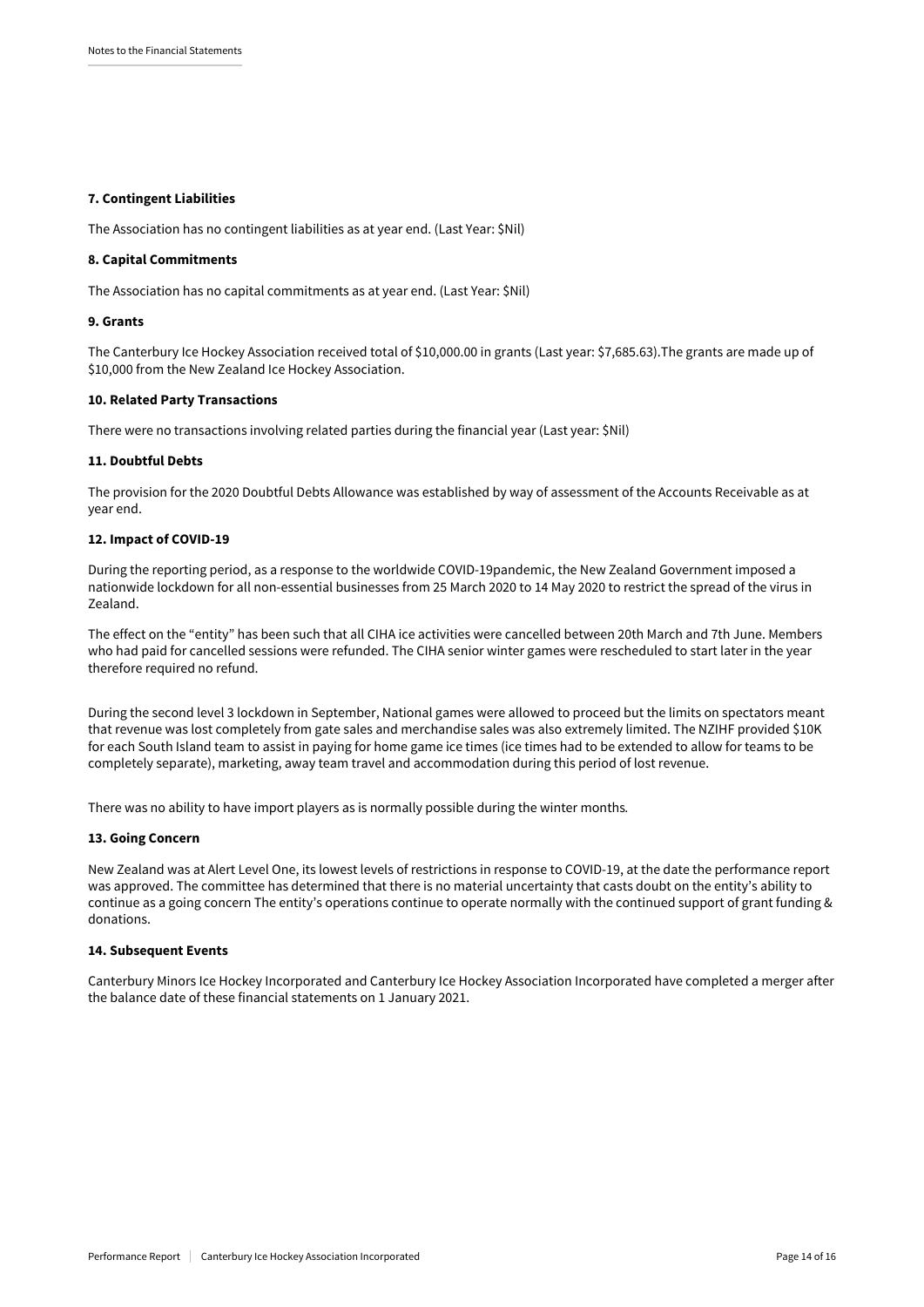**7. Contingent Liabilities**

The Association has no contingent liabilities as at year end. (Last Year: $Nil)

**8. Capital Commitments**

The Association has no capital commitments as at year end. (Last Year: $Nil)

**9. Grants**

The Canterbury Ice Hockey Association received total of $10,000.00 in grants (Last year: $7,685.63).The grants are made up of $10,000 from the New Zealand Ice Hockey Association.

**10. Related Party Transactions**

There were no transactions involving related parties during the financial year (Last year: $Nil)

**11. Doubtful Debts**

The provision for the 2020 Doubtful Debts Allowance was established by way of assessment of the Accounts Receivable as at year end.

**12. Impact of COVID-19**

During the reporting period, as a response to the worldwide COVID-19pandemic, the New Zealand Government imposed a nationwide lockdown for all non-essential businesses from 25 March 2020 to 14 May 2020 to restrict the spread of the virus in Zealand.

The effect on the "entity" has been such that all CIHA ice activities were cancelled between 20th March and 7th June. Members who had paid for cancelled sessions were refunded. The CIHA senior winter games were rescheduled to start later in the year therefore required no refund.

During the second level 3 lockdown in September, National games were allowed to proceed but the limits on spectators meant that revenue was lost completely from gate sales and merchandise sales was also extremely limited. The NZIHF provided $10K for each South Island team to assist in paying for home game ice times (ice times had to be extended to allow for teams to be completely separate), marketing, away team travel and accommodation during this period of lost revenue.

There was no ability to have import players as is normally possible during the winter months.

**13. Going Concern**

New Zealand was at Alert Level One, its lowest levels of restrictions in response to COVID-19, at the date the performance report was approved. The committee has determined that there is no material uncertainty that casts doubt on the entity's ability to continue as a going concern The entity's operations continue to operate normally with the continued support of grant funding & donations.

**14. Subsequent Events**

Canterbury Minors Ice Hockey Incorporated and Canterbury Ice Hockey Association Incorporated have completed a merger after the balance date of these financial statements on 1 January 2021.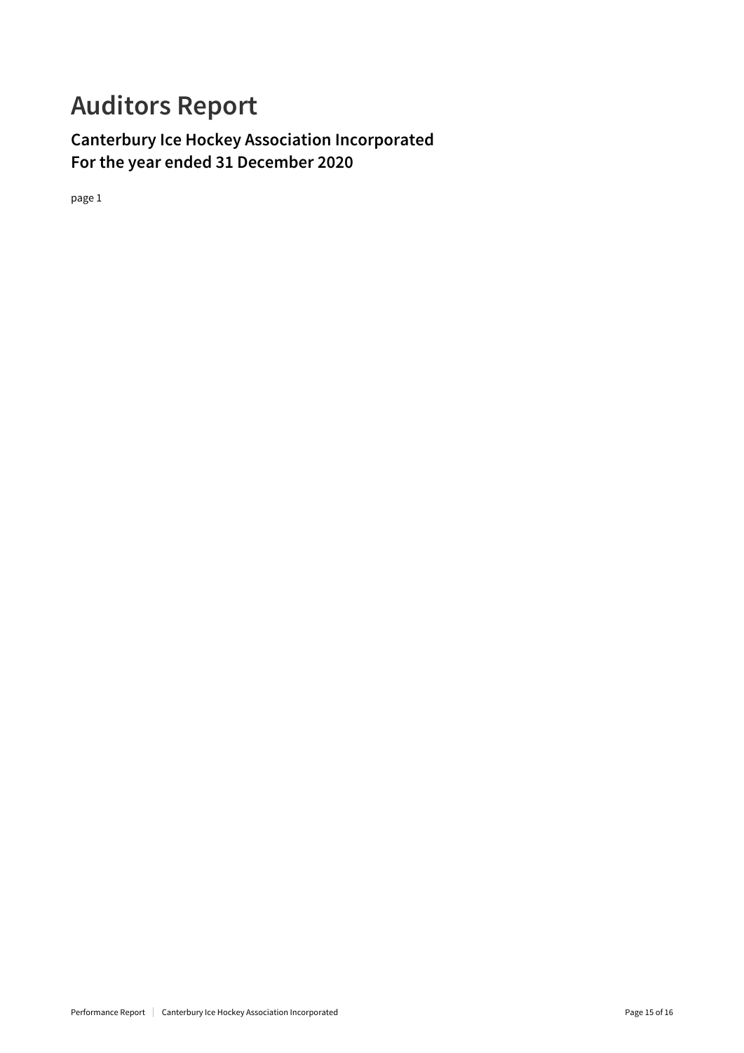# Auditors Report

## Canterbury Ice Hockey Association Incorporated
## For the year ended 31 December 2020

page 1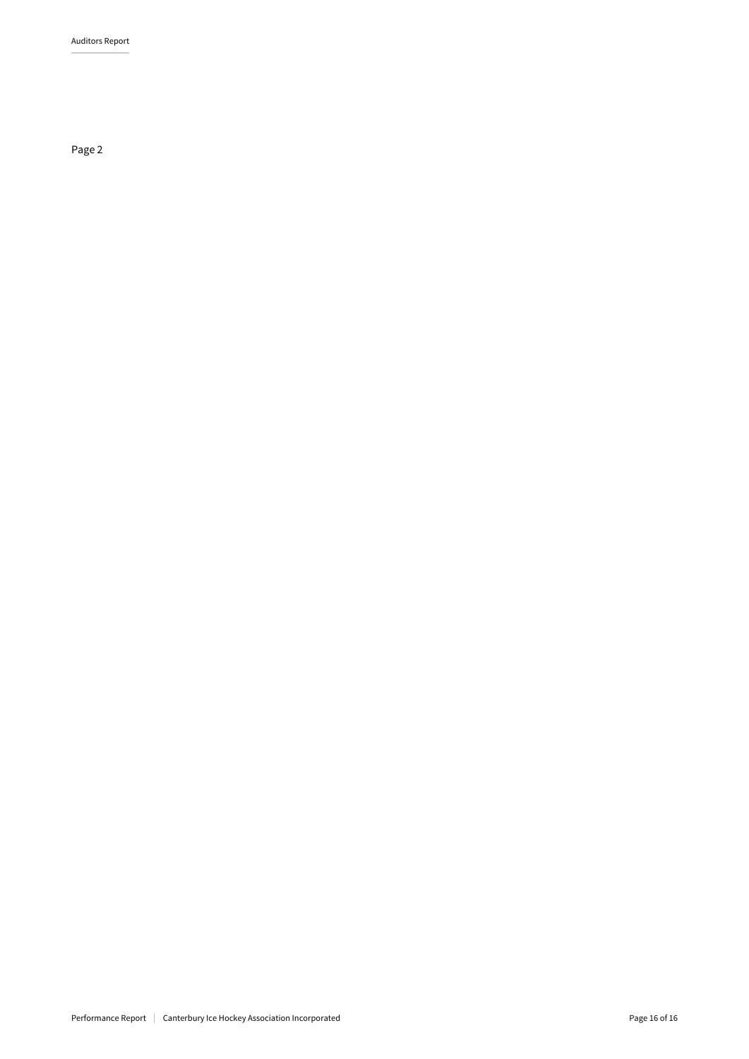Page 2